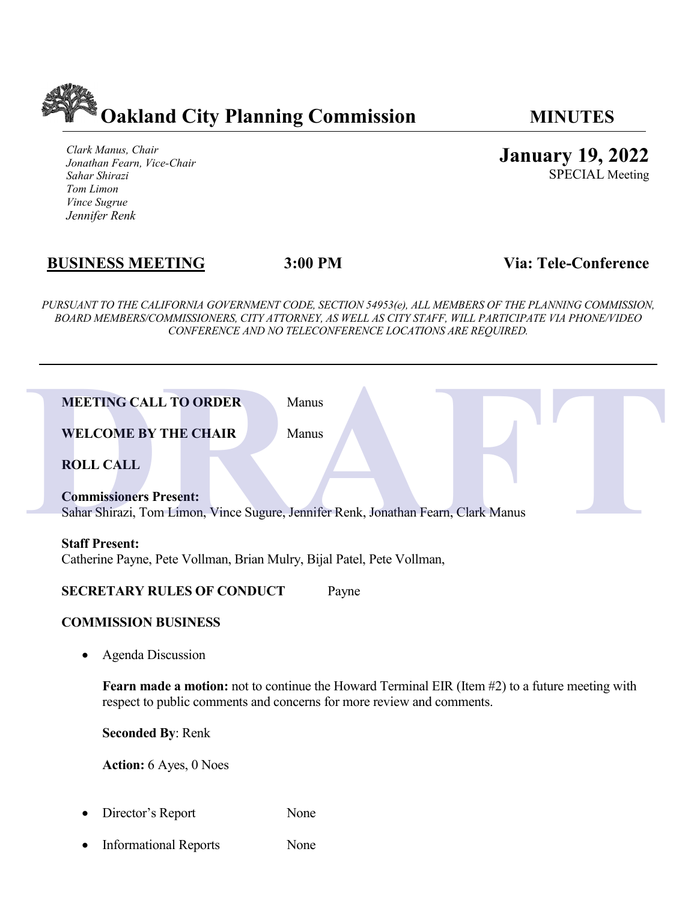# Oakland City Planning Commission **MINUTES**

*Clark Manus, Chair*
*Jonathan Fearn, Vice-Chair*
*Sahar Shirazi*
*Tom Limon*
*Vince Sugrue*
*Jennifer Renk*

**January 19, 2022**
SPECIAL Meeting

## BUSINESS MEETING — 3:00 PM — Via: Tele-Conference

*PURSUANT TO THE CALIFORNIA GOVERNMENT CODE, SECTION 54953(e), ALL MEMBERS OF THE PLANNING COMMISSION, BOARD MEMBERS/COMMISSIONERS, CITY ATTORNEY, AS WELL AS CITY STAFF, WILL PARTICIPATE VIA PHONE/VIDEO CONFERENCE AND NO TELECONFERENCE LOCATIONS ARE REQUIRED.*

---

DRAFT

**MEETING CALL TO ORDER** Manus

**WELCOME BY THE CHAIR** Manus

**ROLL CALL**

**Commissioners Present:**
Sahar Shirazi, Tom Limon, Vince Sugure, Jennifer Renk, Jonathan Fearn, Clark Manus

**Staff Present:**
Catherine Payne, Pete Vollman, Brian Mulry, Bijal Patel, Pete Vollman,

**SECRETARY RULES OF CONDUCT** Payne

**COMMISSION BUSINESS**

- Agenda Discussion

  **Fearn made a motion:** not to continue the Howard Terminal EIR (Item #2) to a future meeting with respect to public comments and concerns for more review and comments.

  **Seconded By**: Renk

  **Action:** 6 Ayes, 0 Noes

- Director's Report None

- Informational Reports None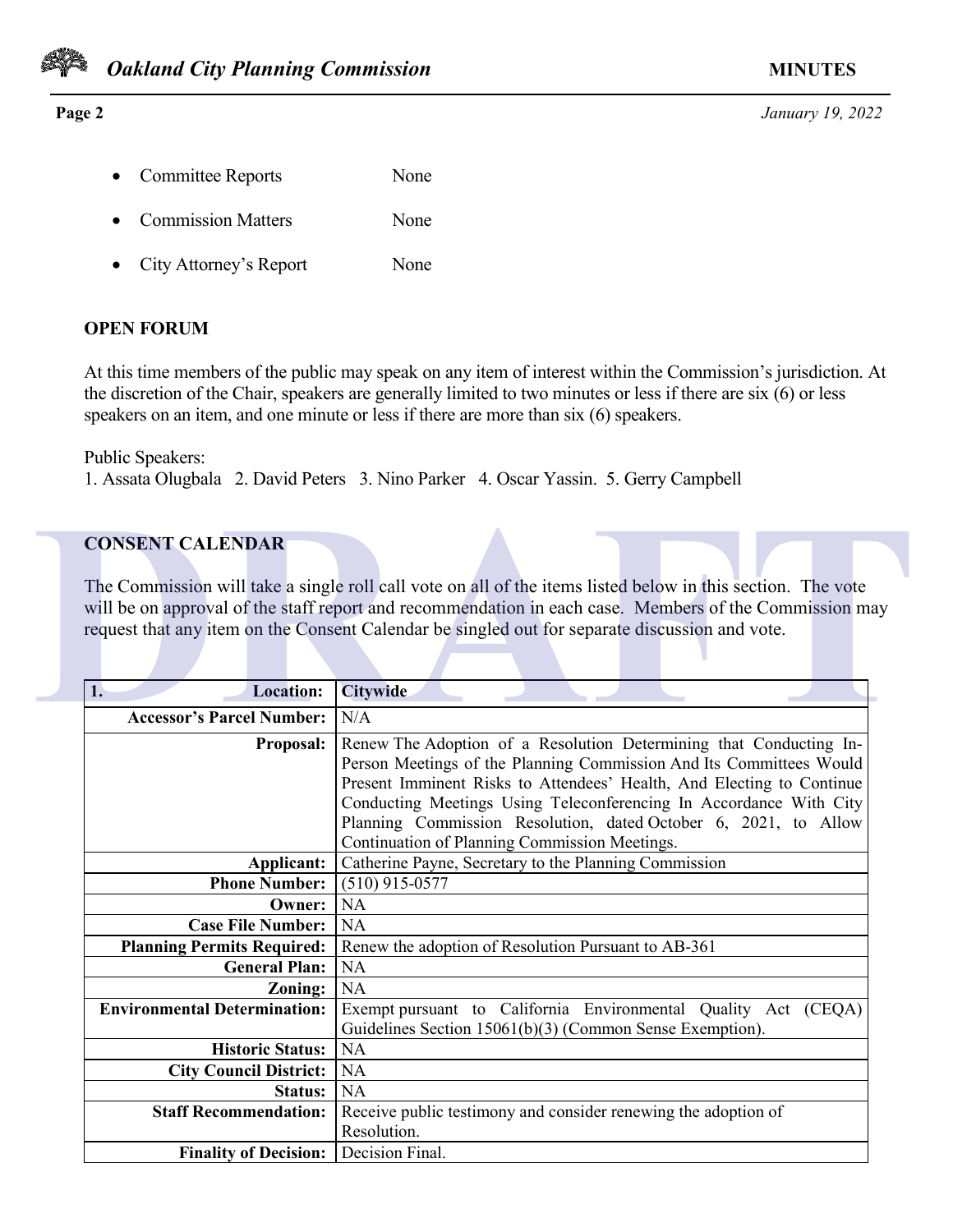- Committee Reports None
- Commission Matters None
- City Attorney's Report None

## OPEN FORUM

At this time members of the public may speak on any item of interest within the Commission's jurisdiction. At the discretion of the Chair, speakers are generally limited to two minutes or less if there are six (6) or less speakers on an item, and one minute or less if there are more than six (6) speakers.

Public Speakers:
1. Assata Olugbala 2. David Peters 3. Nino Parker 4. Oscar Yassin. 5. Gerry Campbell

## CONSENT CALENDAR

The Commission will take a single roll call vote on all of the items listed below in this section. The vote will be on approval of the staff report and recommendation in each case. Members of the Commission may request that any item on the Consent Calendar be singled out for separate discussion and vote.

| 1. Location: | Citywide |
|---|---|
| Accessor's Parcel Number: | N/A |
| Proposal: | Renew The Adoption of a Resolution Determining that Conducting In-Person Meetings of the Planning Commission And Its Committees Would Present Imminent Risks to Attendees' Health, And Electing to Continue Conducting Meetings Using Teleconferencing In Accordance With City Planning Commission Resolution, dated October 6, 2021, to Allow Continuation of Planning Commission Meetings. |
| Applicant: | Catherine Payne, Secretary to the Planning Commission |
| Phone Number: | (510) 915-0577 |
| Owner: | NA |
| Case File Number: | NA |
| Planning Permits Required: | Renew the adoption of Resolution Pursuant to AB-361 |
| General Plan: | NA |
| Zoning: | NA |
| Environmental Determination: | Exempt pursuant to California Environmental Quality Act (CEQA) Guidelines Section 15061(b)(3) (Common Sense Exemption). |
| Historic Status: | NA |
| City Council District: | NA |
| Status: | NA |
| Staff Recommendation: | Receive public testimony and consider renewing the adoption of Resolution. |
| Finality of Decision: | Decision Final. |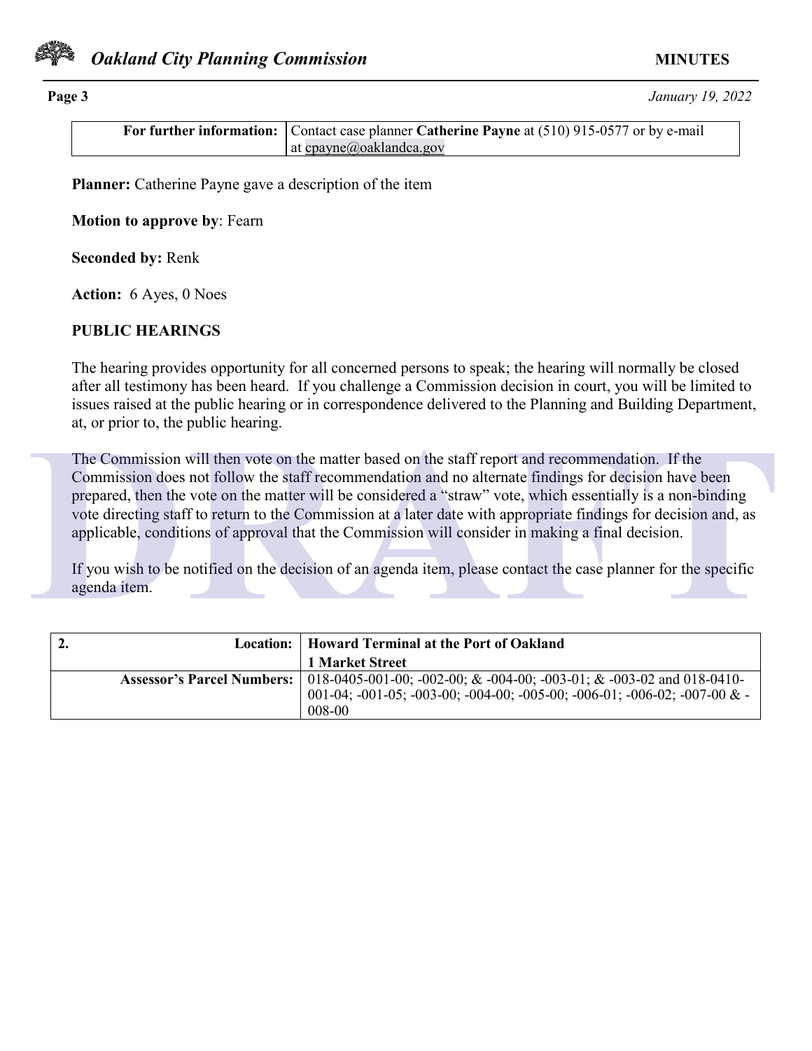| For further information: | Contact case planner **Catherine Payne** at (510) 915-0577 or by e-mail at cpayne@oaklandca.gov |
|---|---|

**Planner:** Catherine Payne gave a description of the item

**Motion to approve by**: Fearn

**Seconded by:** Renk

**Action:** 6 Ayes, 0 Noes

**PUBLIC HEARINGS**

The hearing provides opportunity for all concerned persons to speak; the hearing will normally be closed after all testimony has been heard. If you challenge a Commission decision in court, you will be limited to issues raised at the public hearing or in correspondence delivered to the Planning and Building Department, at, or prior to, the public hearing.

The Commission will then vote on the matter based on the staff report and recommendation. If the Commission does not follow the staff recommendation and no alternate findings for decision have been prepared, then the vote on the matter will be considered a "straw" vote, which essentially is a non-binding vote directing staff to return to the Commission at a later date with appropriate findings for decision and, as applicable, conditions of approval that the Commission will consider in making a final decision.

If you wish to be notified on the decision of an agenda item, please contact the case planner for the specific agenda item.

| 2. Location: | **Howard Terminal at the Port of Oakland**<br>**1 Market Street** |
|---|---|
| **Assessor's Parcel Numbers:** | 018-0405-001-00; -002-00; & -004-00; -003-01; & -003-02 and 018-0410-001-04; -001-05; -003-00; -004-00; -005-00; -006-01; -006-02; -007-00 & -008-00 |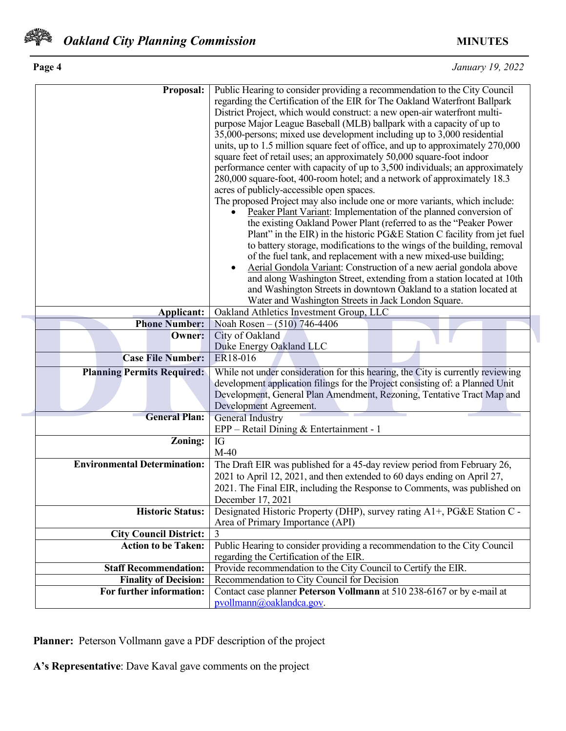| | |
|---|---|
| **Proposal:** | Public Hearing to consider providing a recommendation to the City Council regarding the Certification of the EIR for The Oakland Waterfront Ballpark District Project, which would construct: a new open-air waterfront multi-purpose Major League Baseball (MLB) ballpark with a capacity of up to 35,000-persons; mixed use development including up to 3,000 residential units, up to 1.5 million square feet of office, and up to approximately 270,000 square feet of retail uses; an approximately 50,000 square-foot indoor performance center with capacity of up to 3,500 individuals; an approximately 280,000 square-foot, 400-room hotel; and a network of approximately 18.3 acres of publicly-accessible open spaces. The proposed Project may also include one or more variants, which include: • Peaker Plant Variant: Implementation of the planned conversion of the existing Oakland Power Plant (referred to as the "Peaker Power Plant" in the EIR) in the historic PG&E Station C facility from jet fuel to battery storage, modifications to the wings of the building, removal of the fuel tank, and replacement with a new mixed-use building; • Aerial Gondola Variant: Construction of a new aerial gondola above and along Washington Street, extending from a station located at 10th and Washington Streets in downtown Oakland to a station located at Water and Washington Streets in Jack London Square. |
| **Applicant:** | Oakland Athletics Investment Group, LLC |
| **Phone Number:** | Noah Rosen – (510) 746-4406 |
| **Owner:** | City of Oakland<br>Duke Energy Oakland LLC |
| **Case File Number:** | ER18-016 |
| **Planning Permits Required:** | While not under consideration for this hearing, the City is currently reviewing development application filings for the Project consisting of: a Planned Unit Development, General Plan Amendment, Rezoning, Tentative Tract Map and Development Agreement. |
| **General Plan:** | General Industry<br>EPP – Retail Dining & Entertainment - 1 |
| **Zoning:** | IG<br>M-40 |
| **Environmental Determination:** | The Draft EIR was published for a 45-day review period from February 26, 2021 to April 12, 2021, and then extended to 60 days ending on April 27, 2021. The Final EIR, including the Response to Comments, was published on December 17, 2021 |
| **Historic Status:** | Designated Historic Property (DHP), survey rating A1+, PG&E Station C - Area of Primary Importance (API) |
| **City Council District:** | 3 |
| **Action to be Taken:** | Public Hearing to consider providing a recommendation to the City Council regarding the Certification of the EIR. |
| **Staff Recommendation:** | Provide recommendation to the City Council to Certify the EIR. |
| **Finality of Decision:** | Recommendation to City Council for Decision |
| **For further information:** | Contact case planner **Peterson Vollmann** at 510 238-6167 or by e-mail at pvollmann@oaklandca.gov. |

**Planner:** Peterson Vollmann gave a PDF description of the project

**A's Representative**: Dave Kaval gave comments on the project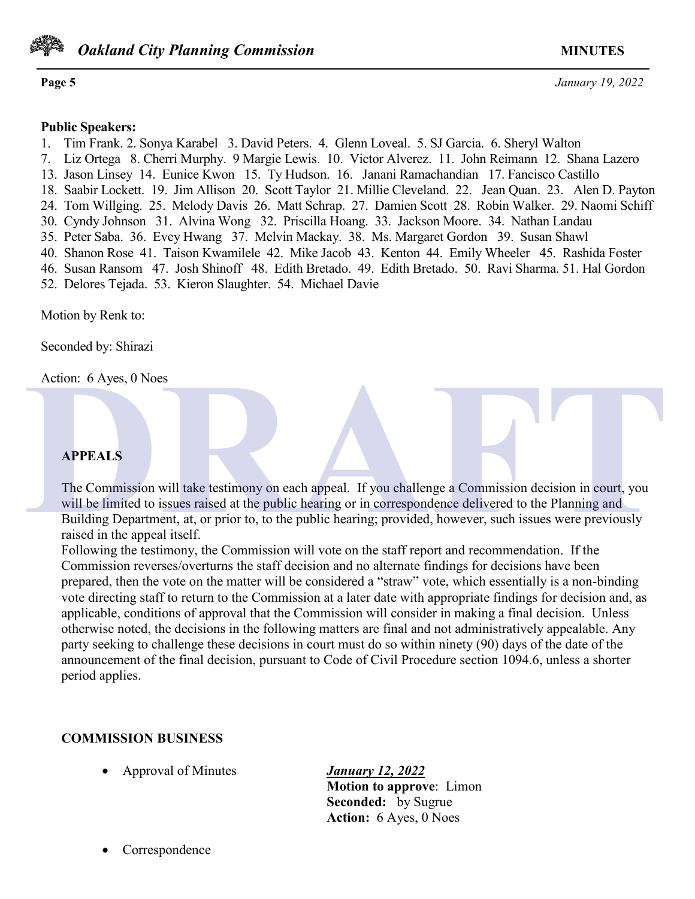**Public Speakers:**

1. Tim Frank. 2. Sonya Karabel 3. David Peters. 4. Glenn Loveal. 5. SJ Garcia. 6. Sheryl Walton
7. Liz Ortega 8. Cherri Murphy. 9 Margie Lewis. 10. Victor Alverez. 11. John Reimann 12. Shana Lazero
13. Jason Linsey 14. Eunice Kwon 15. Ty Hudson. 16. Janani Ramachandian 17. Fancisco Castillo
18. Saabir Lockett. 19. Jim Allison 20. Scott Taylor 21. Millie Cleveland. 22. Jean Quan. 23. Alen D. Payton
24. Tom Willging. 25. Melody Davis 26. Matt Schrap. 27. Damien Scott 28. Robin Walker. 29. Naomi Schiff
30. Cyndy Johnson 31. Alvina Wong 32. Priscilla Hoang. 33. Jackson Moore. 34. Nathan Landau
35. Peter Saba. 36. Evey Hwang 37. Melvin Mackay. 38. Ms. Margaret Gordon 39. Susan Shawl
40. Shanon Rose 41. Taison Kwamilele 42. Mike Jacob 43. Kenton 44. Emily Wheeler 45. Rashida Foster
46. Susan Ransom 47. Josh Shinoff 48. Edith Bretado. 49. Edith Bretado. 50. Ravi Sharma. 51. Hal Gordon
52. Delores Tejada. 53. Kieron Slaughter. 54. Michael Davie

Motion by Renk to:

Seconded by: Shirazi

Action: 6 Ayes, 0 Noes

**APPEALS**

The Commission will take testimony on each appeal. If you challenge a Commission decision in court, you will be limited to issues raised at the public hearing or in correspondence delivered to the Planning and Building Department, at, or prior to, to the public hearing; provided, however, such issues were previously raised in the appeal itself.
Following the testimony, the Commission will vote on the staff report and recommendation. If the Commission reverses/overturns the staff decision and no alternate findings for decisions have been prepared, then the vote on the matter will be considered a "straw" vote, which essentially is a non-binding vote directing staff to return to the Commission at a later date with appropriate findings for decision and, as applicable, conditions of approval that the Commission will consider in making a final decision. Unless otherwise noted, the decisions in the following matters are final and not administratively appealable. Any party seeking to challenge these decisions in court must do so within ninety (90) days of the date of the announcement of the final decision, pursuant to Code of Civil Procedure section 1094.6, unless a shorter period applies.

**COMMISSION BUSINESS**

- Approval of Minutes

  ***January 12, 2022***
  **Motion to approve**: Limon
  **Seconded:** by Sugrue
  **Action:** 6 Ayes, 0 Noes

- Correspondence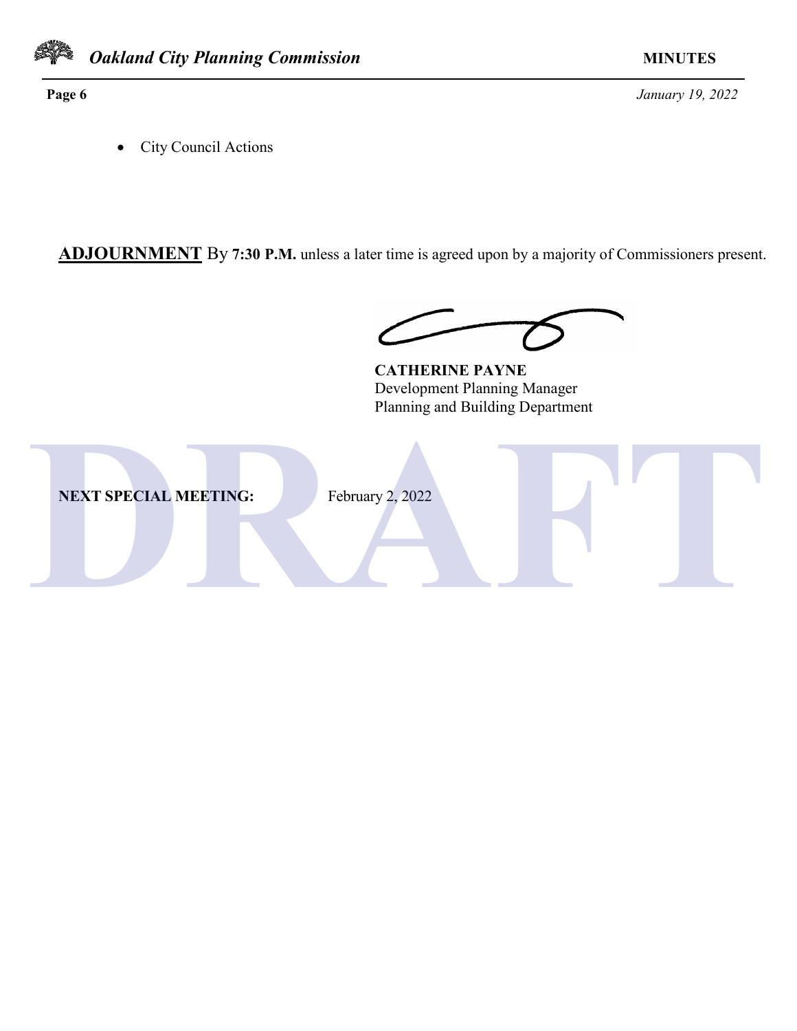- City Council Actions

**ADJOURNMENT** By **7:30 P.M.** unless a later time is agreed upon by a majority of Commissioners present.

**CATHERINE PAYNE**
Development Planning Manager
Planning and Building Department

**NEXT SPECIAL MEETING:** February 2, 2022